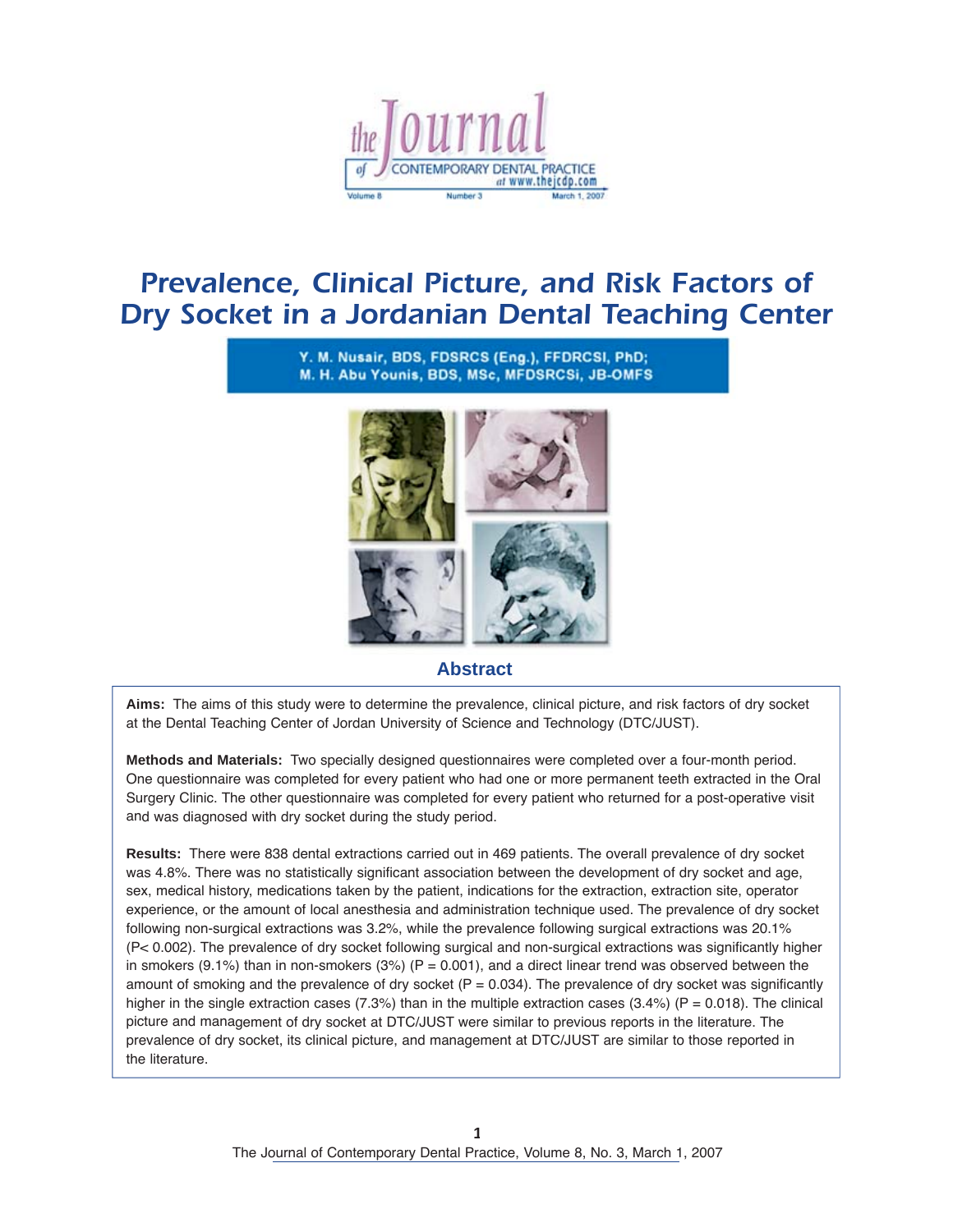# Prevalence, Clinical Picture, and Risk Factors of Dry Socket in a Jordanian Dental Teaching Center

**Y. M. Nusair, BDS, FDSRCS (Eng.), FFDRCSI, PhD;**
**M. H. Abu Younis, BDS, MSc, MFDSRCSi, JB-OMFS**

## Abstract

**Aims:** The aims of this study were to determine the prevalence, clinical picture, and risk factors of dry socket at the Dental Teaching Center of Jordan University of Science and Technology (DTC/JUST).

**Methods and Materials:** Two specially designed questionnaires were completed over a four-month period. One questionnaire was completed for every patient who had one or more permanent teeth extracted in the Oral Surgery Clinic. The other questionnaire was completed for every patient who returned for a post-operative visit and was diagnosed with dry socket during the study period.

**Results:** There were 838 dental extractions carried out in 469 patients. The overall prevalence of dry socket was 4.8%. There was no statistically significant association between the development of dry socket and age, sex, medical history, medications taken by the patient, indications for the extraction, extraction site, operator experience, or the amount of local anesthesia and administration technique used. The prevalence of dry socket following non-surgical extractions was 3.2%, while the prevalence following surgical extractions was 20.1% ($P < 0.002$). The prevalence of dry socket following surgical and non-surgical extractions was significantly higher in smokers (9.1%) than in non-smokers (3%) ($P = 0.001$), and a direct linear trend was observed between the amount of smoking and the prevalence of dry socket ($P = 0.034$). The prevalence of dry socket was significantly higher in the single extraction cases (7.3%) than in the multiple extraction cases (3.4%) ($P = 0.018$). The clinical picture and management of dry socket at DTC/JUST were similar to previous reports in the literature. The prevalence of dry socket, its clinical picture, and management at DTC/JUST are similar to those reported in the literature.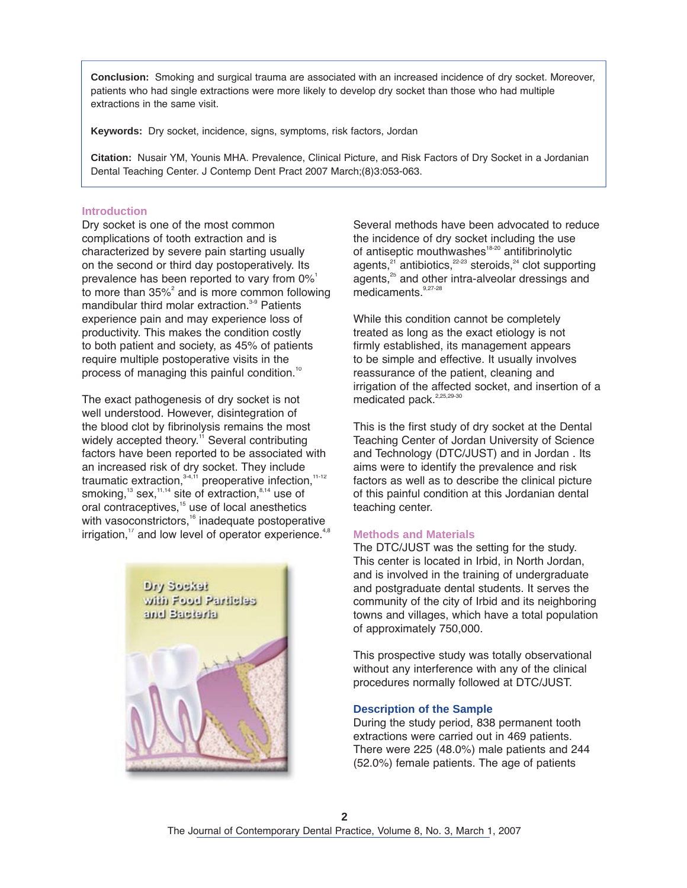**Conclusion:** Smoking and surgical trauma are associated with an increased incidence of dry socket. Moreover, patients who had single extractions were more likely to develop dry socket than those who had multiple extractions in the same visit.

**Keywords:** Dry socket, incidence, signs, symptoms, risk factors, Jordan

**Citation:** Nusair YM, Younis MHA. Prevalence, Clinical Picture, and Risk Factors of Dry Socket in a Jordanian Dental Teaching Center. J Contemp Dent Pract 2007 March;(8)3:053-063.

## Introduction

Dry socket is one of the most common complications of tooth extraction and is characterized by severe pain starting usually on the second or third day postoperatively. Its prevalence has been reported to vary from 0%[1] to more than 35%[2] and is more common following mandibular third molar extraction.[3-9] Patients experience pain and may experience loss of productivity. This makes the condition costly to both patient and society, as 45% of patients require multiple postoperative visits in the process of managing this painful condition.[10]

The exact pathogenesis of dry socket is not well understood. However, disintegration of the blood clot by fibrinolysis remains the most widely accepted theory.[11] Several contributing factors have been reported to be associated with an increased risk of dry socket. They include traumatic extraction,[3-4,11] preoperative infection,[11-12] smoking,[13] sex,[11,14] site of extraction,[8,14] use of oral contraceptives,[15] use of local anesthetics with vasoconstrictors,[16] inadequate postoperative irrigation,[17] and low level of operator experience.[4,8]

Several methods have been advocated to reduce the incidence of dry socket including the use of antiseptic mouthwashes[18-20] antifibrinolytic agents,[21] antibiotics,[22-23] steroids,[24] clot supporting agents,[25] and other intra-alveolar dressings and medicaments.[9,27-28]

While this condition cannot be completely treated as long as the exact etiology is not firmly established, its management appears to be simple and effective. It usually involves reassurance of the patient, cleaning and irrigation of the affected socket, and insertion of a medicated pack.[2,25,29-30]

This is the first study of dry socket at the Dental Teaching Center of Jordan University of Science and Technology (DTC/JUST) and in Jordan . Its aims were to identify the prevalence and risk factors as well as to describe the clinical picture of this painful condition at this Jordanian dental teaching center.

## Methods and Materials

The DTC/JUST was the setting for the study. This center is located in Irbid, in North Jordan, and is involved in the training of undergraduate and postgraduate dental students. It serves the community of the city of Irbid and its neighboring towns and villages, which have a total population of approximately 750,000.

This prospective study was totally observational without any interference with any of the clinical procedures normally followed at DTC/JUST.

### Description of the Sample

During the study period, 838 permanent tooth extractions were carried out in 469 patients. There were 225 (48.0%) male patients and 244 (52.0%) female patients. The age of patients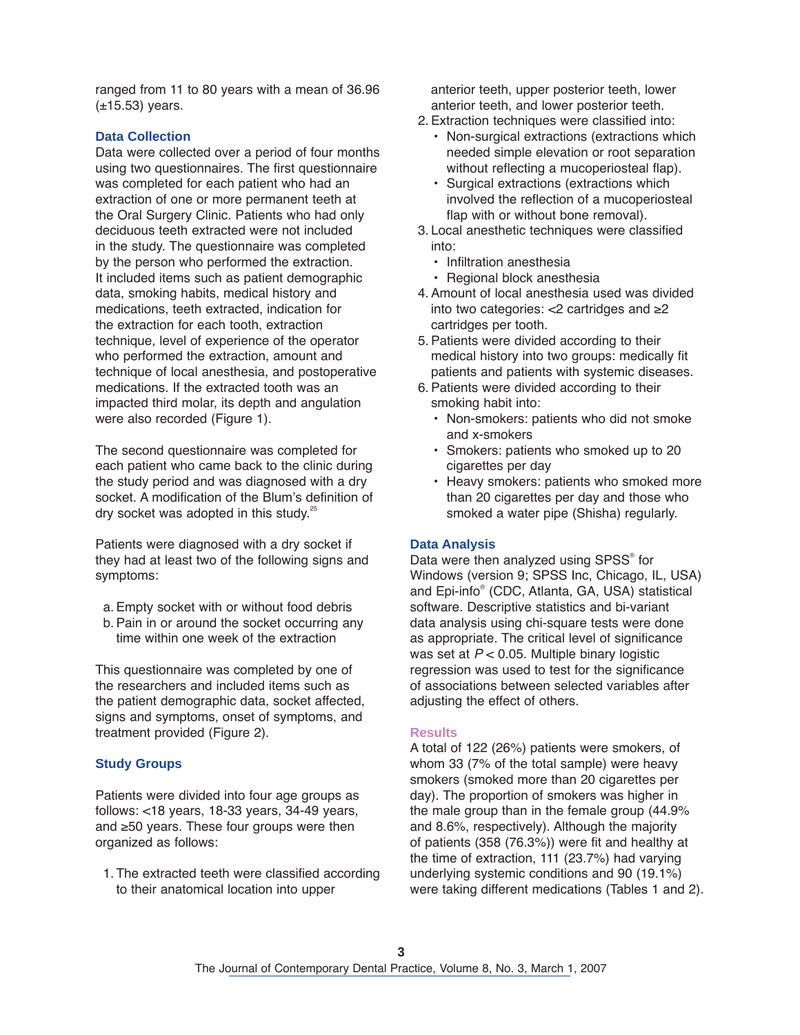ranged from 11 to 80 years with a mean of 36.96 (±15.53) years.

### Data Collection

Data were collected over a period of four months using two questionnaires. The first questionnaire was completed for each patient who had an extraction of one or more permanent teeth at the Oral Surgery Clinic. Patients who had only deciduous teeth extracted were not included in the study. The questionnaire was completed by the person who performed the extraction. It included items such as patient demographic data, smoking habits, medical history and medications, teeth extracted, indication for the extraction for each tooth, extraction technique, level of experience of the operator who performed the extraction, amount and technique of local anesthesia, and postoperative medications. If the extracted tooth was an impacted third molar, its depth and angulation were also recorded (Figure 1).

The second questionnaire was completed for each patient who came back to the clinic during the study period and was diagnosed with a dry socket. A modification of the Blum's definition of dry socket was adopted in this study.[25]

Patients were diagnosed with a dry socket if they had at least two of the following signs and symptoms:

a. Empty socket with or without food debris
b. Pain in or around the socket occurring any time within one week of the extraction

This questionnaire was completed by one of the researchers and included items such as the patient demographic data, socket affected, signs and symptoms, onset of symptoms, and treatment provided (Figure 2).

### Study Groups

Patients were divided into four age groups as follows: <18 years, 18-33 years, 34-49 years, and ≥50 years. These four groups were then organized as follows:

1. The extracted teeth were classified according to their anatomical location into upper anterior teeth, upper posterior teeth, lower anterior teeth, and lower posterior teeth.
2. Extraction techniques were classified into:
   - Non-surgical extractions (extractions which needed simple elevation or root separation without reflecting a mucoperiosteal flap).
   - Surgical extractions (extractions which involved the reflection of a mucoperiosteal flap with or without bone removal).
3. Local anesthetic techniques were classified into:
   - Infiltration anesthesia
   - Regional block anesthesia
4. Amount of local anesthesia used was divided into two categories: <2 cartridges and ≥2 cartridges per tooth.
5. Patients were divided according to their medical history into two groups: medically fit patients and patients with systemic diseases.
6. Patients were divided according to their smoking habit into:
   - Non-smokers: patients who did not smoke and x-smokers
   - Smokers: patients who smoked up to 20 cigarettes per day
   - Heavy smokers: patients who smoked more than 20 cigarettes per day and those who smoked a water pipe (Shisha) regularly.

### Data Analysis

Data were then analyzed using SPSS® for Windows (version 9; SPSS Inc, Chicago, IL, USA) and Epi-info® (CDC, Atlanta, GA, USA) statistical software. Descriptive statistics and bi-variant data analysis using chi-square tests were done as appropriate. The critical level of significance was set at $P < 0.05$. Multiple binary logistic regression was used to test for the significance of associations between selected variables after adjusting the effect of others.

## Results

A total of 122 (26%) patients were smokers, of whom 33 (7% of the total sample) were heavy smokers (smoked more than 20 cigarettes per day). The proportion of smokers was higher in the male group than in the female group (44.9% and 8.6%, respectively). Although the majority of patients (358 (76.3%)) were fit and healthy at the time of extraction, 111 (23.7%) had varying underlying systemic conditions and 90 (19.1%) were taking different medications (Tables 1 and 2).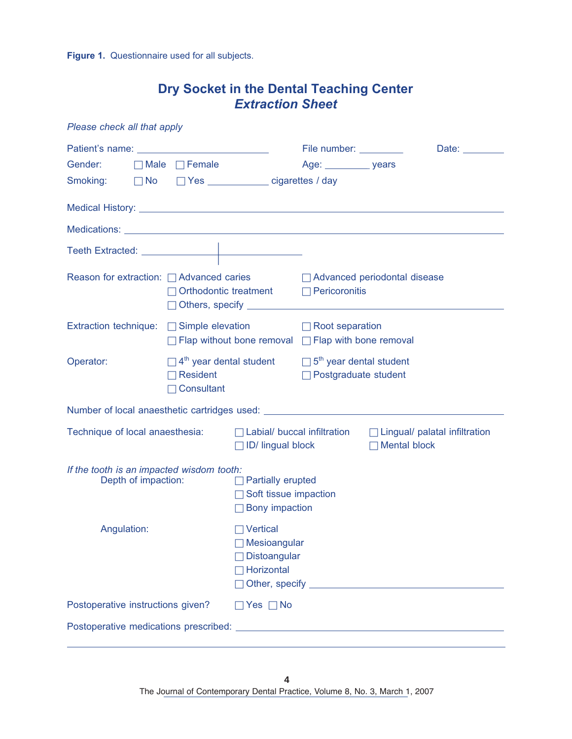**Figure 1.** Questionnaire used for all subjects.

## Dry Socket in the Dental Teaching Center
### *Extraction Sheet*

*Please check all that apply*

Patient's name: ____________________ File number: ________ Date: ________

Gender: ☐ Male ☐ Female Age: ________ years

Smoking: ☐ No ☐ Yes __________ cigarettes / day

Medical History: ______________________________________________

Medications: ______________________________________________

Teeth Extracted: ____________|____________

Reason for extraction: ☐ Advanced caries ☐ Advanced periodontal disease
☐ Orthodontic treatment ☐ Pericoronitis
☐ Others, specify ______________________________

Extraction technique: ☐ Simple elevation ☐ Root separation
☐ Flap without bone removal ☐ Flap with bone removal

Operator: ☐ 4th year dental student ☐ 5th year dental student
☐ Resident ☐ Postgraduate student
☐ Consultant

Number of local anaesthetic cartridges used: ______________________________

Technique of local anaesthesia: ☐ Labial/ buccal infiltration ☐ Lingual/ palatal infiltration
☐ ID/ lingual block ☐ Mental block

*If the tooth is an impacted wisdom tooth:*

Depth of impaction: ☐ Partially erupted
☐ Soft tissue impaction
☐ Bony impaction

Angulation: ☐ Vertical
☐ Mesioangular
☐ Distoangular
☐ Horizontal
☐ Other, specify ______________________________

Postoperative instructions given? ☐ Yes ☐ No

Postoperative medications prescribed: ______________________________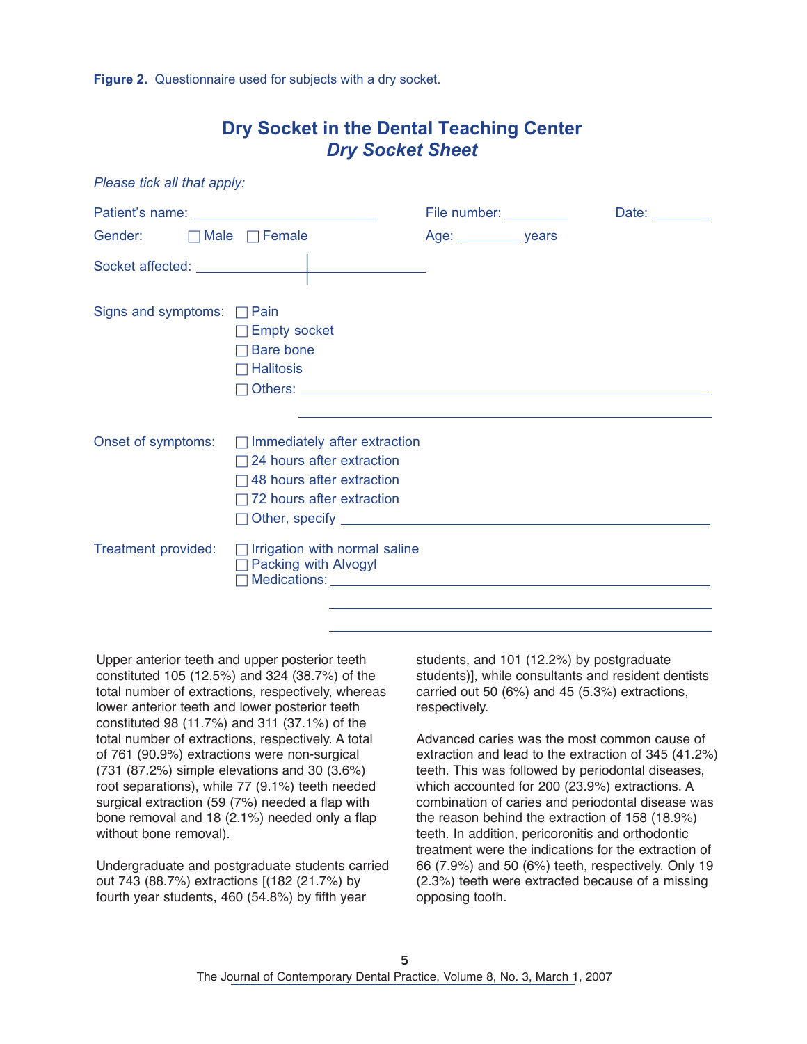**Figure 2.** Questionnaire used for subjects with a dry socket.

## Dry Socket in the Dental Teaching Center
### *Dry Socket Sheet*

*Please tick all that apply:*

Patient's name: ______________________ File number: ________ Date: ________

Gender: ☐ Male ☐ Female Age: ________ years

Socket affected: ______________|______________

Signs and symptoms:
- ☐ Pain
- ☐ Empty socket
- ☐ Bare bone
- ☐ Halitosis
- ☐ Others: ____________________________________________

Onset of symptoms:
- ☐ Immediately after extraction
- ☐ 24 hours after extraction
- ☐ 48 hours after extraction
- ☐ 72 hours after extraction
- ☐ Other, specify ____________________________________________

Treatment provided:
- ☐ Irrigation with normal saline
- ☐ Packing with Alvogyl
- ☐ Medications: ____________________________________________

Upper anterior teeth and upper posterior teeth constituted 105 (12.5%) and 324 (38.7%) of the total number of extractions, respectively, whereas lower anterior teeth and lower posterior teeth constituted 98 (11.7%) and 311 (37.1%) of the total number of extractions, respectively. A total of 761 (90.9%) extractions were non-surgical (731 (87.2%) simple elevations and 30 (3.6%) root separations), while 77 (9.1%) teeth needed surgical extraction (59 (7%) needed a flap with bone removal and 18 (2.1%) needed only a flap without bone removal).

Undergraduate and postgraduate students carried out 743 (88.7%) extractions [(182 (21.7%) by fourth year students, 460 (54.8%) by fifth year students, and 101 (12.2%) by postgraduate students)], while consultants and resident dentists carried out 50 (6%) and 45 (5.3%) extractions, respectively.

Advanced caries was the most common cause of extraction and lead to the extraction of 345 (41.2%) teeth. This was followed by periodontal diseases, which accounted for 200 (23.9%) extractions. A combination of caries and periodontal disease was the reason behind the extraction of 158 (18.9%) teeth. In addition, pericoronitis and orthodontic treatment were the indications for the extraction of 66 (7.9%) and 50 (6%) teeth, respectively. Only 19 (2.3%) teeth were extracted because of a missing opposing tooth.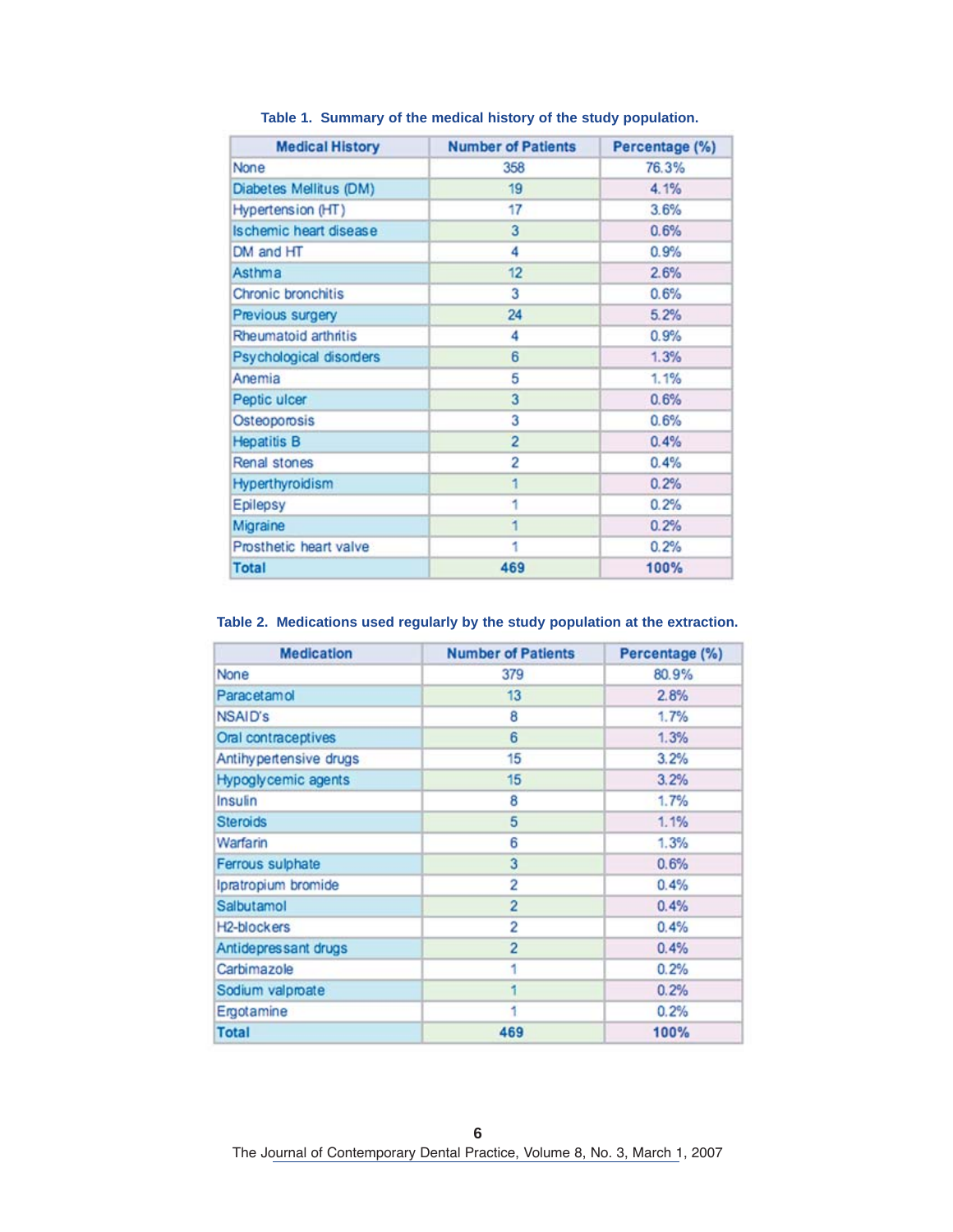**Table 1. Summary of the medical history of the study population.**

| Medical History | Number of Patients | Percentage (%) |
| --- | --- | --- |
| None | 358 | 76.3% |
| Diabetes Mellitus (DM) | 19 | 4.1% |
| Hypertension (HT) | 17 | 3.6% |
| Ischemic heart disease | 3 | 0.6% |
| DM and HT | 4 | 0.9% |
| Asthma | 12 | 2.6% |
| Chronic bronchitis | 3 | 0.6% |
| Previous surgery | 24 | 5.2% |
| Rheumatoid arthritis | 4 | 0.9% |
| Psychological disorders | 6 | 1.3% |
| Anemia | 5 | 1.1% |
| Peptic ulcer | 3 | 0.6% |
| Osteoporosis | 3 | 0.6% |
| Hepatitis B | 2 | 0.4% |
| Renal stones | 2 | 0.4% |
| Hyperthyroidism | 1 | 0.2% |
| Epilepsy | 1 | 0.2% |
| Migraine | 1 | 0.2% |
| Prosthetic heart valve | 1 | 0.2% |
| **Total** | **469** | **100%** |

**Table 2. Medications used regularly by the study population at the extraction.**

| Medication | Number of Patients | Percentage (%) |
| --- | --- | --- |
| None | 379 | 80.9% |
| Paracetamol | 13 | 2.8% |
| NSAID's | 8 | 1.7% |
| Oral contraceptives | 6 | 1.3% |
| Antihypertensive drugs | 15 | 3.2% |
| Hypoglycemic agents | 15 | 3.2% |
| Insulin | 8 | 1.7% |
| Steroids | 5 | 1.1% |
| Warfarin | 6 | 1.3% |
| Ferrous sulphate | 3 | 0.6% |
| Ipratropium bromide | 2 | 0.4% |
| Salbutamol | 2 | 0.4% |
| H2-blockers | 2 | 0.4% |
| Antidepressant drugs | 2 | 0.4% |
| Carbimazole | 1 | 0.2% |
| Sodium valproate | 1 | 0.2% |
| Ergotamine | 1 | 0.2% |
| **Total** | **469** | **100%** |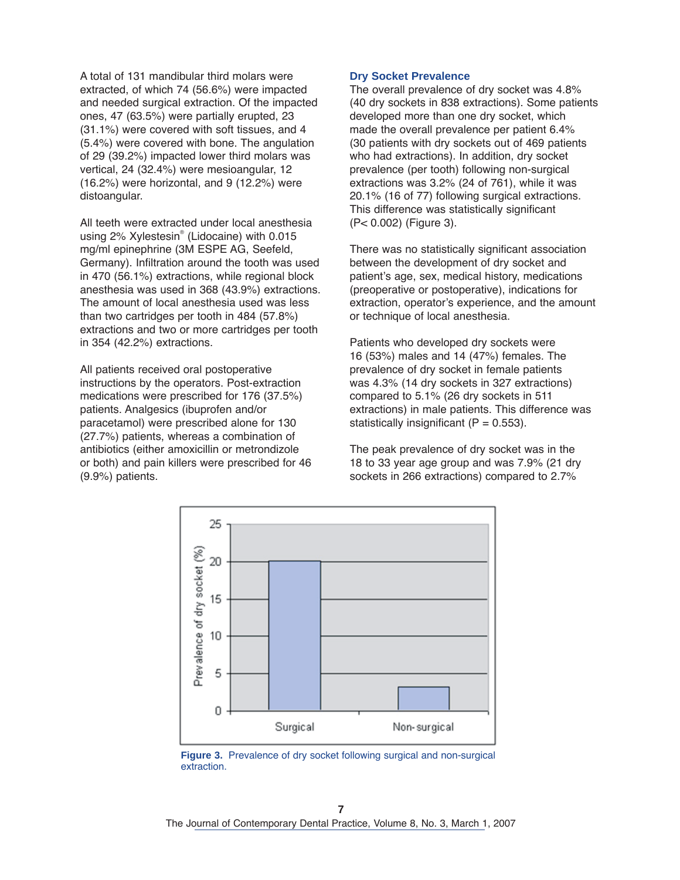A total of 131 mandibular third molars were extracted, of which 74 (56.6%) were impacted and needed surgical extraction. Of the impacted ones, 47 (63.5%) were partially erupted, 23 (31.1%) were covered with soft tissues, and 4 (5.4%) were covered with bone. The angulation of 29 (39.2%) impacted lower third molars was vertical, 24 (32.4%) were mesioangular, 12 (16.2%) were horizontal, and 9 (12.2%) were distoangular.

All teeth were extracted under local anesthesia using 2% Xylestesin® (Lidocaine) with 0.015 mg/ml epinephrine (3M ESPE AG, Seefeld, Germany). Infiltration around the tooth was used in 470 (56.1%) extractions, while regional block anesthesia was used in 368 (43.9%) extractions. The amount of local anesthesia used was less than two cartridges per tooth in 484 (57.8%) extractions and two or more cartridges per tooth in 354 (42.2%) extractions.

All patients received oral postoperative instructions by the operators. Post-extraction medications were prescribed for 176 (37.5%) patients. Analgesics (ibuprofen and/or paracetamol) were prescribed alone for 130 (27.7%) patients, whereas a combination of antibiotics (either amoxicillin or metrondizole or both) and pain killers were prescribed for 46 (9.9%) patients.

### Dry Socket Prevalence

The overall prevalence of dry socket was 4.8% (40 dry sockets in 838 extractions). Some patients developed more than one dry socket, which made the overall prevalence per patient 6.4% (30 patients with dry sockets out of 469 patients who had extractions). In addition, dry socket prevalence (per tooth) following non-surgical extractions was 3.2% (24 of 761), while it was 20.1% (16 of 77) following surgical extractions. This difference was statistically significant ($P < 0.002$) (Figure 3).

There was no statistically significant association between the development of dry socket and patient's age, sex, medical history, medications (preoperative or postoperative), indications for extraction, operator's experience, and the amount or technique of local anesthesia.

Patients who developed dry sockets were 16 (53%) males and 14 (47%) females. The prevalence of dry socket in female patients was 4.3% (14 dry sockets in 327 extractions) compared to 5.1% (26 dry sockets in 511 extractions) in male patients. This difference was statistically insignificant ($P = 0.553$).

The peak prevalence of dry socket was in the 18 to 33 year age group and was 7.9% (21 dry sockets in 266 extractions) compared to 2.7%

Prevalence of dry socket (%)

25
20
15
10
5
0

Surgical
Non-surgical

**Figure 3.** Prevalence of dry socket following surgical and non-surgical extraction.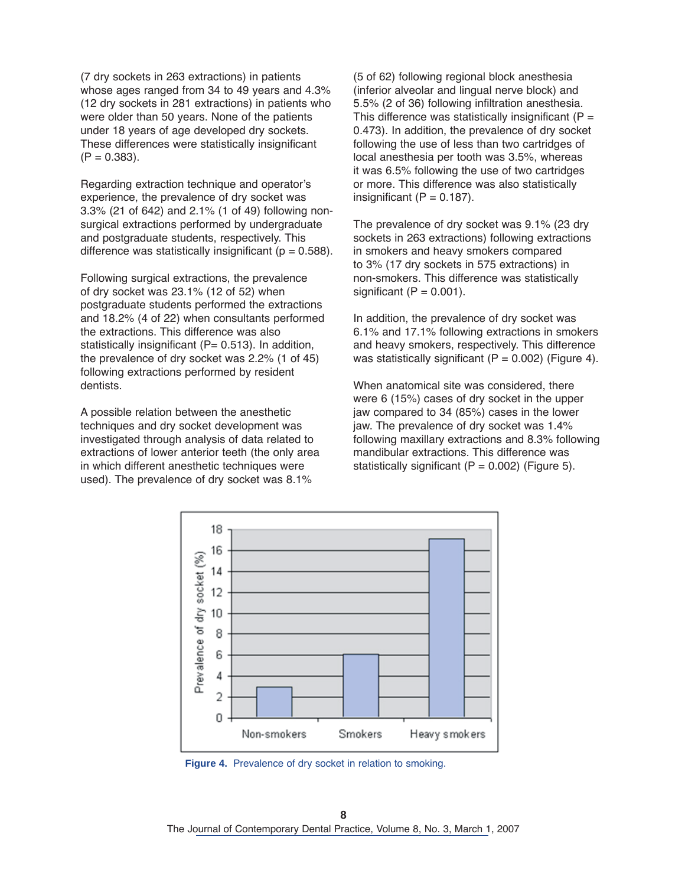(7 dry sockets in 263 extractions) in patients whose ages ranged from 34 to 49 years and 4.3% (12 dry sockets in 281 extractions) in patients who were older than 50 years. None of the patients under 18 years of age developed dry sockets. These differences were statistically insignificant ($P = 0.383$).

Regarding extraction technique and operator's experience, the prevalence of dry socket was 3.3% (21 of 642) and 2.1% (1 of 49) following non-surgical extractions performed by undergraduate and postgraduate students, respectively. This difference was statistically insignificant ($p = 0.588$).

Following surgical extractions, the prevalence of dry socket was 23.1% (12 of 52) when postgraduate students performed the extractions and 18.2% (4 of 22) when consultants performed the extractions. This difference was also statistically insignificant ($P= 0.513$). In addition, the prevalence of dry socket was 2.2% (1 of 45) following extractions performed by resident dentists.

A possible relation between the anesthetic techniques and dry socket development was investigated through analysis of data related to extractions of lower anterior teeth (the only area in which different anesthetic techniques were used). The prevalence of dry socket was 8.1% (5 of 62) following regional block anesthesia (inferior alveolar and lingual nerve block) and 5.5% (2 of 36) following infiltration anesthesia. This difference was statistically insignificant ($P = 0.473$). In addition, the prevalence of dry socket following the use of less than two cartridges of local anesthesia per tooth was 3.5%, whereas it was 6.5% following the use of two cartridges or more. This difference was also statistically insignificant ($P = 0.187$).

The prevalence of dry socket was 9.1% (23 dry sockets in 263 extractions) following extractions in smokers and heavy smokers compared to 3% (17 dry sockets in 575 extractions) in non-smokers. This difference was statistically significant ($P = 0.001$).

In addition, the prevalence of dry socket was 6.1% and 17.1% following extractions in smokers and heavy smokers, respectively. This difference was statistically significant ($P = 0.002$) (Figure 4).

When anatomical site was considered, there were 6 (15%) cases of dry socket in the upper jaw compared to 34 (85%) cases in the lower jaw. The prevalence of dry socket was 1.4% following maxillary extractions and 8.3% following mandibular extractions. This difference was statistically significant ($P = 0.002$) (Figure 5).

Prevalence of dry socket (%)
18
16
14
12
10
8
6
4
2
0
Non-smokers
Smokers
Heavy smokers

**Figure 4.** Prevalence of dry socket in relation to smoking.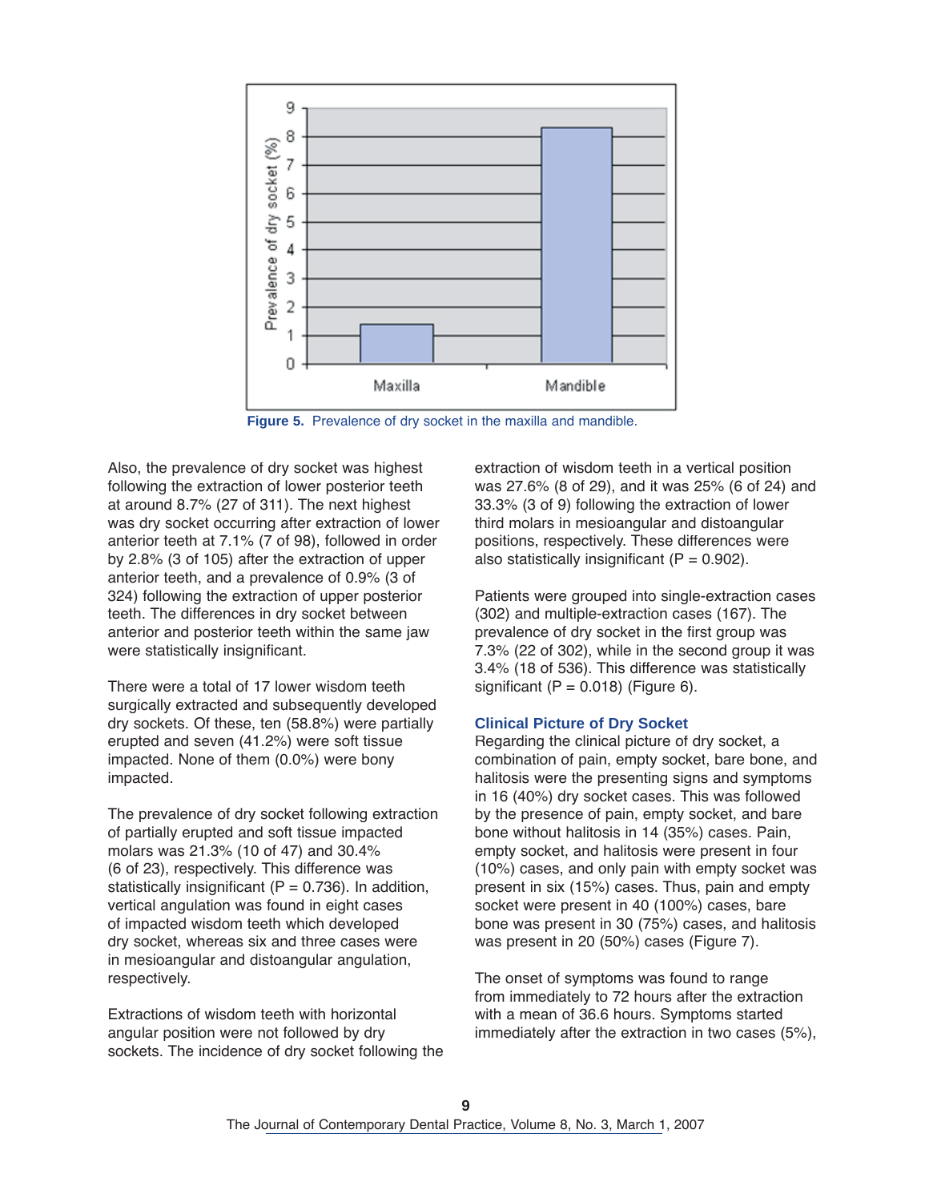Prevalence of dry socket (%)

9
8
7
6
5
4
3
2
1
0

Maxilla

Mandible

**Figure 5.** Prevalence of dry socket in the maxilla and mandible.

Also, the prevalence of dry socket was highest following the extraction of lower posterior teeth at around 8.7% (27 of 311). The next highest was dry socket occurring after extraction of lower anterior teeth at 7.1% (7 of 98), followed in order by 2.8% (3 of 105) after the extraction of upper anterior teeth, and a prevalence of 0.9% (3 of 324) following the extraction of upper posterior teeth. The differences in dry socket between anterior and posterior teeth within the same jaw were statistically insignificant.

There were a total of 17 lower wisdom teeth surgically extracted and subsequently developed dry sockets. Of these, ten (58.8%) were partially erupted and seven (41.2%) were soft tissue impacted. None of them (0.0%) were bony impacted.

The prevalence of dry socket following extraction of partially erupted and soft tissue impacted molars was 21.3% (10 of 47) and 30.4% (6 of 23), respectively. This difference was statistically insignificant ($P = 0.736$). In addition, vertical angulation was found in eight cases of impacted wisdom teeth which developed dry socket, whereas six and three cases were in mesioangular and distoangular angulation, respectively.

Extractions of wisdom teeth with horizontal angular position were not followed by dry sockets. The incidence of dry socket following the extraction of wisdom teeth in a vertical position was 27.6% (8 of 29), and it was 25% (6 of 24) and 33.3% (3 of 9) following the extraction of lower third molars in mesioangular and distoangular positions, respectively. These differences were also statistically insignificant ($P = 0.902$).

Patients were grouped into single-extraction cases (302) and multiple-extraction cases (167). The prevalence of dry socket in the first group was 7.3% (22 of 302), while in the second group it was 3.4% (18 of 536). This difference was statistically significant ($P = 0.018$) (Figure 6).

### Clinical Picture of Dry Socket

Regarding the clinical picture of dry socket, a combination of pain, empty socket, bare bone, and halitosis were the presenting signs and symptoms in 16 (40%) dry socket cases. This was followed by the presence of pain, empty socket, and bare bone without halitosis in 14 (35%) cases. Pain, empty socket, and halitosis were present in four (10%) cases, and only pain with empty socket was present in six (15%) cases. Thus, pain and empty socket were present in 40 (100%) cases, bare bone was present in 30 (75%) cases, and halitosis was present in 20 (50%) cases (Figure 7).

The onset of symptoms was found to range from immediately to 72 hours after the extraction with a mean of 36.6 hours. Symptoms started immediately after the extraction in two cases (5%),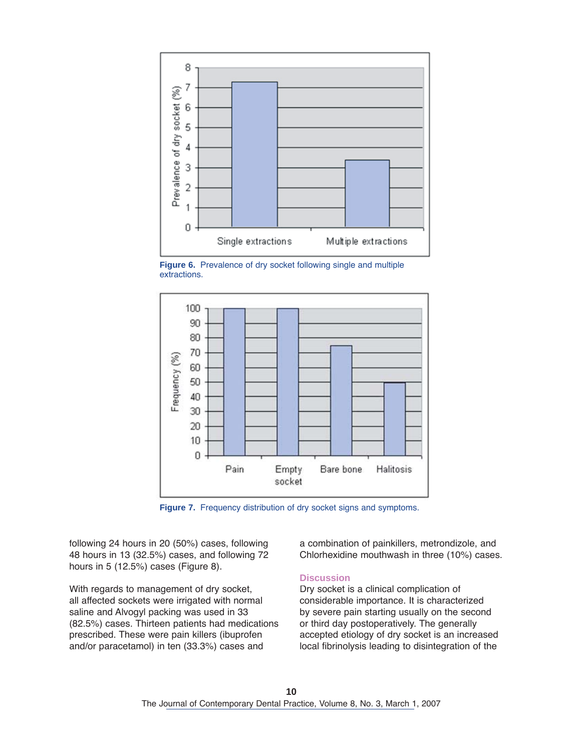Prevalence of dry socket (%)

8
7
6
5
4
3
2
1
0

Single extractions

Multiple extractions

**Figure 6.** Prevalence of dry socket following single and multiple extractions.

Frequency (%)

100
90
80
70
60
50
40
30
20
10
0

Pain

Empty socket

Bare bone

Halitosis

**Figure 7.** Frequency distribution of dry socket signs and symptoms.

following 24 hours in 20 (50%) cases, following 48 hours in 13 (32.5%) cases, and following 72 hours in 5 (12.5%) cases (Figure 8).

With regards to management of dry socket, all affected sockets were irrigated with normal saline and Alvogyl packing was used in 33 (82.5%) cases. Thirteen patients had medications prescribed. These were pain killers (ibuprofen and/or paracetamol) in ten (33.3%) cases and a combination of painkillers, metrondizole, and Chlorhexidine mouthwash in three (10%) cases.

## Discussion

Dry socket is a clinical complication of considerable importance. It is characterized by severe pain starting usually on the second or third day postoperatively. The generally accepted etiology of dry socket is an increased local fibrinolysis leading to disintegration of the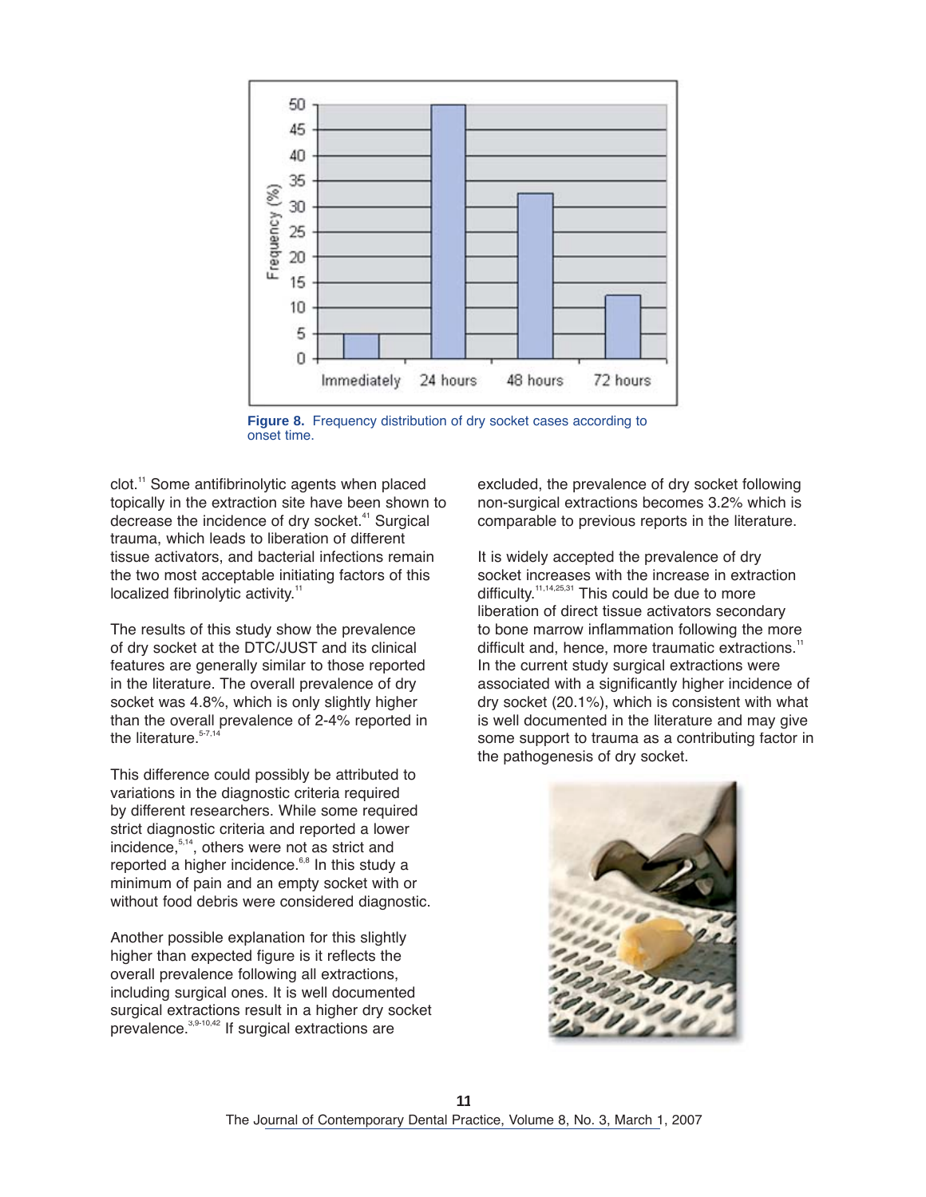50
45
40
35
30
25
20
15
10
5
0

Frequency (%)

Immediately 24 hours 48 hours 72 hours

**Figure 8.** Frequency distribution of dry socket cases according to onset time.

clot.[11] Some antifibrinolytic agents when placed topically in the extraction site have been shown to decrease the incidence of dry socket.[41] Surgical trauma, which leads to liberation of different tissue activators, and bacterial infections remain the two most acceptable initiating factors of this localized fibrinolytic activity.[11]

The results of this study show the prevalence of dry socket at the DTC/JUST and its clinical features are generally similar to those reported in the literature. The overall prevalence of dry socket was 4.8%, which is only slightly higher than the overall prevalence of 2-4% reported in the literature.[5-7,14]

This difference could possibly be attributed to variations in the diagnostic criteria required by different researchers. While some required strict diagnostic criteria and reported a lower incidence,[5,14], others were not as strict and reported a higher incidence.[6,8] In this study a minimum of pain and an empty socket with or without food debris were considered diagnostic.

Another possible explanation for this slightly higher than expected figure is it reflects the overall prevalence following all extractions, including surgical ones. It is well documented surgical extractions result in a higher dry socket prevalence.[3,9-10,42] If surgical extractions are excluded, the prevalence of dry socket following non-surgical extractions becomes 3.2% which is comparable to previous reports in the literature.

It is widely accepted the prevalence of dry socket increases with the increase in extraction difficulty.[11,14,25,31] This could be due to more liberation of direct tissue activators secondary to bone marrow inflammation following the more difficult and, hence, more traumatic extractions.[11] In the current study surgical extractions were associated with a significantly higher incidence of dry socket (20.1%), which is consistent with what is well documented in the literature and may give some support to trauma as a contributing factor in the pathogenesis of dry socket.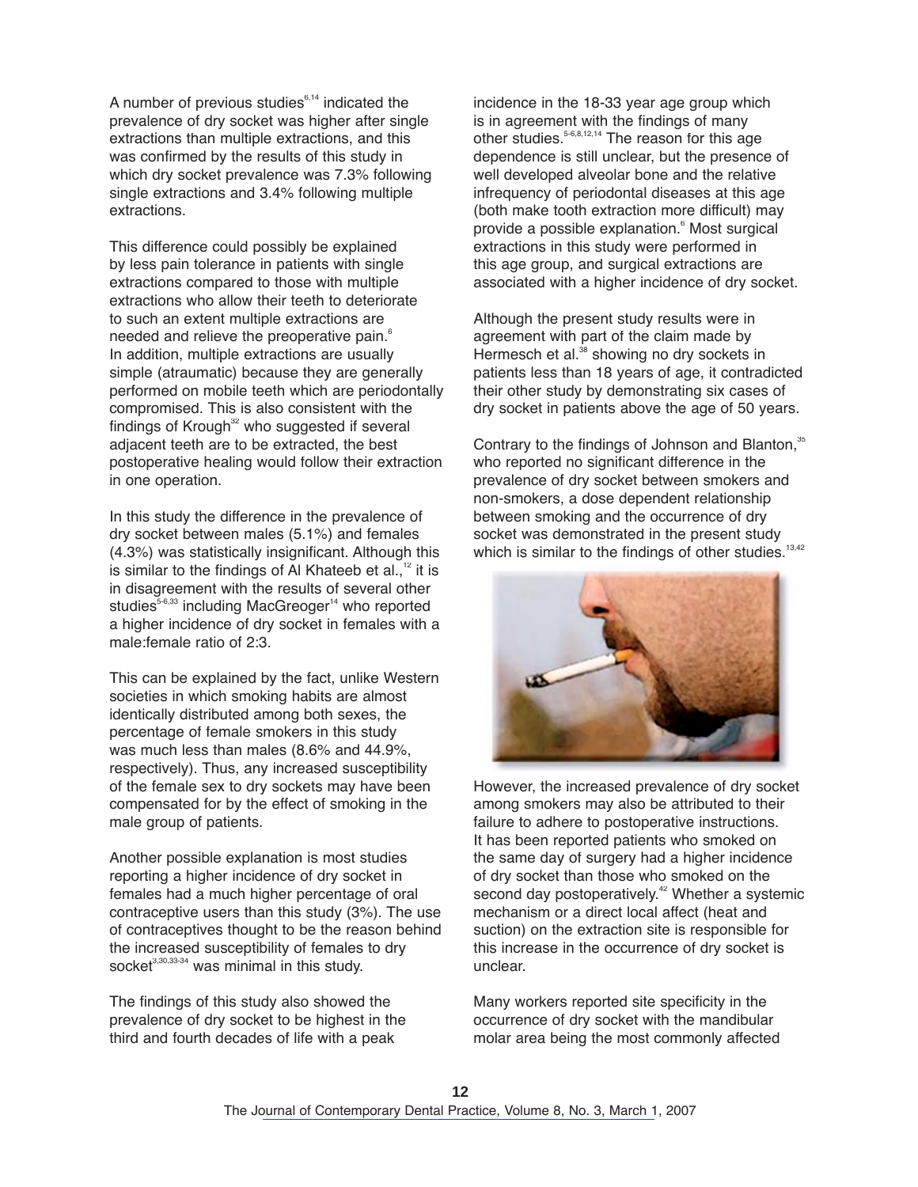A number of previous studies[6,14] indicated the prevalence of dry socket was higher after single extractions than multiple extractions, and this was confirmed by the results of this study in which dry socket prevalence was 7.3% following single extractions and 3.4% following multiple extractions.

This difference could possibly be explained by less pain tolerance in patients with single extractions compared to those with multiple extractions who allow their teeth to deteriorate to such an extent multiple extractions are needed and relieve the preoperative pain.[6] In addition, multiple extractions are usually simple (atraumatic) because they are generally performed on mobile teeth which are periodontally compromised. This is also consistent with the findings of Krough[32] who suggested if several adjacent teeth are to be extracted, the best postoperative healing would follow their extraction in one operation.

In this study the difference in the prevalence of dry socket between males (5.1%) and females (4.3%) was statistically insignificant. Although this is similar to the findings of Al Khateeb et al.,[12] it is in disagreement with the results of several other studies[5-6,33] including MacGreoger[14] who reported a higher incidence of dry socket in females with a male:female ratio of 2:3.

This can be explained by the fact, unlike Western societies in which smoking habits are almost identically distributed among both sexes, the percentage of female smokers in this study was much less than males (8.6% and 44.9%, respectively). Thus, any increased susceptibility of the female sex to dry sockets may have been compensated for by the effect of smoking in the male group of patients.

Another possible explanation is most studies reporting a higher incidence of dry socket in females had a much higher percentage of oral contraceptive users than this study (3%). The use of contraceptives thought to be the reason behind the increased susceptibility of females to dry socket[3,30,33-34] was minimal in this study.

The findings of this study also showed the prevalence of dry socket to be highest in the third and fourth decades of life with a peak incidence in the 18-33 year age group which is in agreement with the findings of many other studies.[5-6,8,12,14] The reason for this age dependence is still unclear, but the presence of well developed alveolar bone and the relative infrequency of periodontal diseases at this age (both make tooth extraction more difficult) may provide a possible explanation.[6] Most surgical extractions in this study were performed in this age group, and surgical extractions are associated with a higher incidence of dry socket.

Although the present study results were in agreement with part of the claim made by Hermesch et al.[38] showing no dry sockets in patients less than 18 years of age, it contradicted their other study by demonstrating six cases of dry socket in patients above the age of 50 years.

Contrary to the findings of Johnson and Blanton,[35] who reported no significant difference in the prevalence of dry socket between smokers and non-smokers, a dose dependent relationship between smoking and the occurrence of dry socket was demonstrated in the present study which is similar to the findings of other studies.[13,42]

However, the increased prevalence of dry socket among smokers may also be attributed to their failure to adhere to postoperative instructions. It has been reported patients who smoked on the same day of surgery had a higher incidence of dry socket than those who smoked on the second day postoperatively.[42] Whether a systemic mechanism or a direct local affect (heat and suction) on the extraction site is responsible for this increase in the occurrence of dry socket is unclear.

Many workers reported site specificity in the occurrence of dry socket with the mandibular molar area being the most commonly affected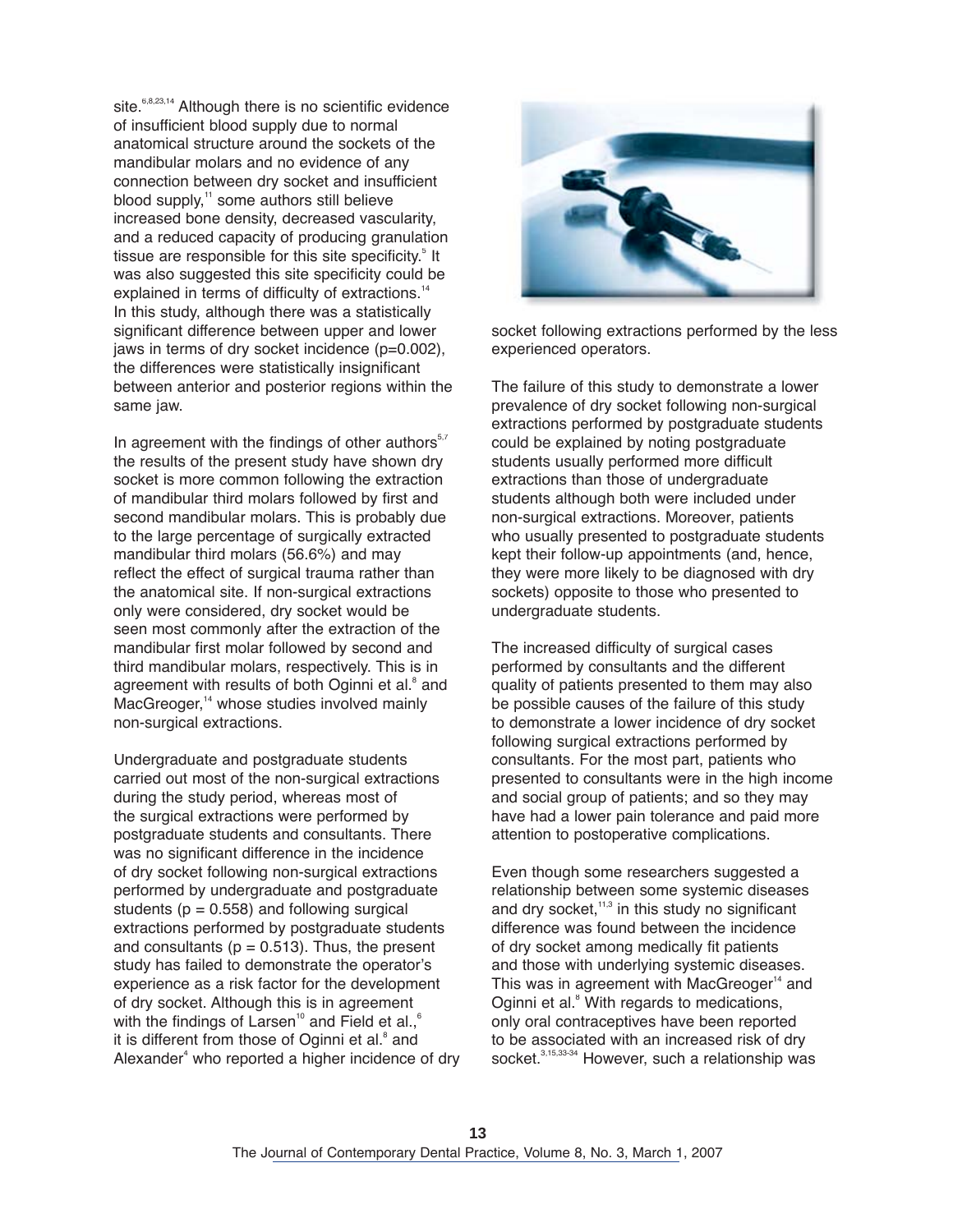site.[6,8,23,14] Although there is no scientific evidence of insufficient blood supply due to normal anatomical structure around the sockets of the mandibular molars and no evidence of any connection between dry socket and insufficient blood supply,[11] some authors still believe increased bone density, decreased vascularity, and a reduced capacity of producing granulation tissue are responsible for this site specificity.[5] It was also suggested this site specificity could be explained in terms of difficulty of extractions.[14] In this study, although there was a statistically significant difference between upper and lower jaws in terms of dry socket incidence (p=0.002), the differences were statistically insignificant between anterior and posterior regions within the same jaw.

In agreement with the findings of other authors[5,7] the results of the present study have shown dry socket is more common following the extraction of mandibular third molars followed by first and second mandibular molars. This is probably due to the large percentage of surgically extracted mandibular third molars (56.6%) and may reflect the effect of surgical trauma rather than the anatomical site. If non-surgical extractions only were considered, dry socket would be seen most commonly after the extraction of the mandibular first molar followed by second and third mandibular molars, respectively. This is in agreement with results of both Oginni et al.[8] and MacGreoger,[14] whose studies involved mainly non-surgical extractions.

Undergraduate and postgraduate students carried out most of the non-surgical extractions during the study period, whereas most of the surgical extractions were performed by postgraduate students and consultants. There was no significant difference in the incidence of dry socket following non-surgical extractions performed by undergraduate and postgraduate students (p = 0.558) and following surgical extractions performed by postgraduate students and consultants (p = 0.513). Thus, the present study has failed to demonstrate the operator's experience as a risk factor for the development of dry socket. Although this is in agreement with the findings of Larsen[10] and Field et al.,[6] it is different from those of Oginni et al.[8] and Alexander[4] who reported a higher incidence of dry socket following extractions performed by the less experienced operators.

The failure of this study to demonstrate a lower prevalence of dry socket following non-surgical extractions performed by postgraduate students could be explained by noting postgraduate students usually performed more difficult extractions than those of undergraduate students although both were included under non-surgical extractions. Moreover, patients who usually presented to postgraduate students kept their follow-up appointments (and, hence, they were more likely to be diagnosed with dry sockets) opposite to those who presented to undergraduate students.

The increased difficulty of surgical cases performed by consultants and the different quality of patients presented to them may also be possible causes of the failure of this study to demonstrate a lower incidence of dry socket following surgical extractions performed by consultants. For the most part, patients who presented to consultants were in the high income and social group of patients; and so they may have had a lower pain tolerance and paid more attention to postoperative complications.

Even though some researchers suggested a relationship between some systemic diseases and dry socket,[11,3] in this study no significant difference was found between the incidence of dry socket among medically fit patients and those with underlying systemic diseases. This was in agreement with MacGreoger[14] and Oginni et al.[8] With regards to medications, only oral contraceptives have been reported to be associated with an increased risk of dry socket.[3,15,33-34] However, such a relationship was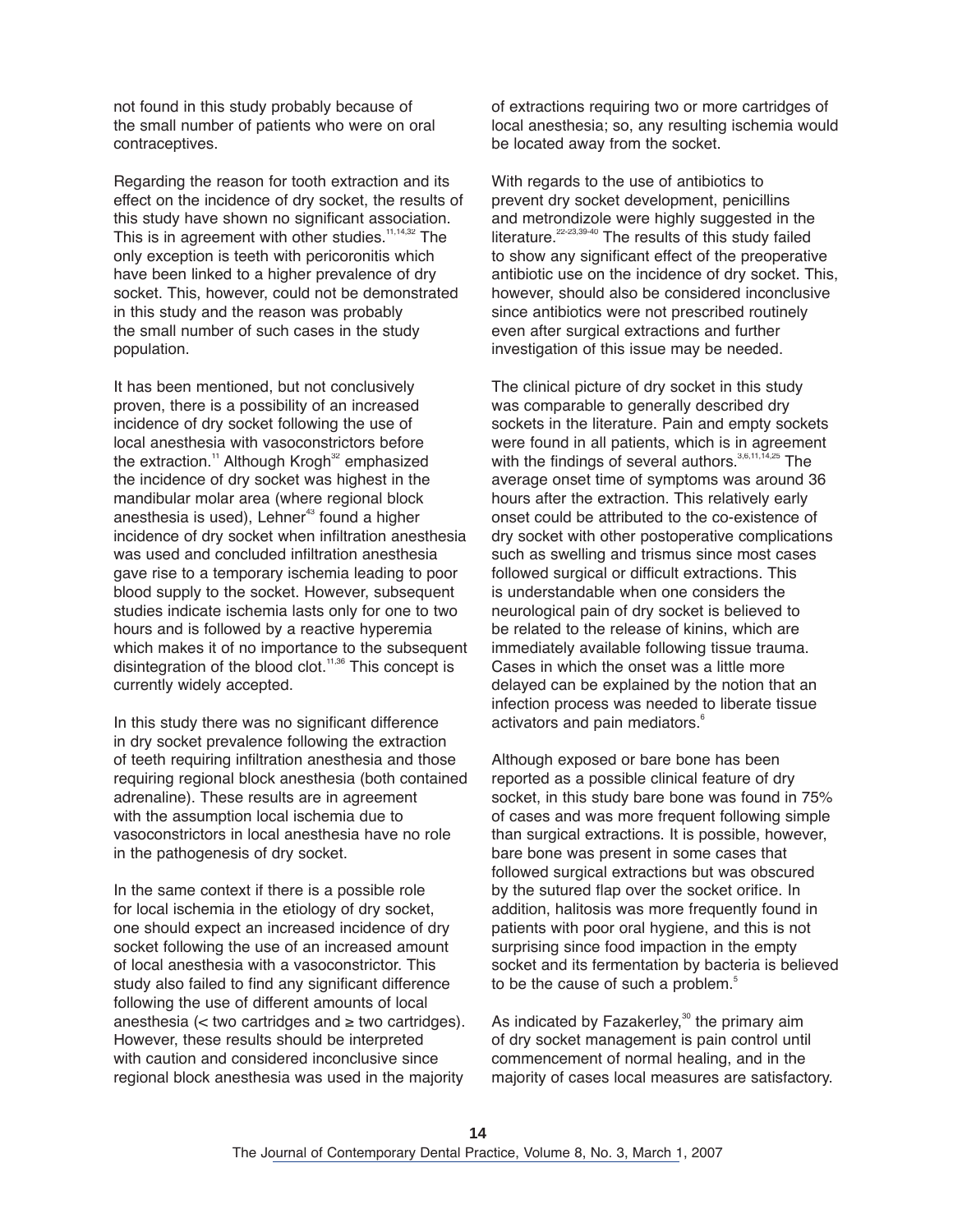not found in this study probably because of the small number of patients who were on oral contraceptives.

Regarding the reason for tooth extraction and its effect on the incidence of dry socket, the results of this study have shown no significant association. This is in agreement with other studies.[11,14,32] The only exception is teeth with pericoronitis which have been linked to a higher prevalence of dry socket. This, however, could not be demonstrated in this study and the reason was probably the small number of such cases in the study population.

It has been mentioned, but not conclusively proven, there is a possibility of an increased incidence of dry socket following the use of local anesthesia with vasoconstrictors before the extraction.[11] Although Krogh[32] emphasized the incidence of dry socket was highest in the mandibular molar area (where regional block anesthesia is used), Lehner[43] found a higher incidence of dry socket when infiltration anesthesia was used and concluded infiltration anesthesia gave rise to a temporary ischemia leading to poor blood supply to the socket. However, subsequent studies indicate ischemia lasts only for one to two hours and is followed by a reactive hyperemia which makes it of no importance to the subsequent disintegration of the blood clot.[11,36] This concept is currently widely accepted.

In this study there was no significant difference in dry socket prevalence following the extraction of teeth requiring infiltration anesthesia and those requiring regional block anesthesia (both contained adrenaline). These results are in agreement with the assumption local ischemia due to vasoconstrictors in local anesthesia have no role in the pathogenesis of dry socket.

In the same context if there is a possible role for local ischemia in the etiology of dry socket, one should expect an increased incidence of dry socket following the use of an increased amount of local anesthesia with a vasoconstrictor. This study also failed to find any significant difference following the use of different amounts of local anesthesia (< two cartridges and ≥ two cartridges). However, these results should be interpreted with caution and considered inconclusive since regional block anesthesia was used in the majority of extractions requiring two or more cartridges of local anesthesia; so, any resulting ischemia would be located away from the socket.

With regards to the use of antibiotics to prevent dry socket development, penicillins and metrondizole were highly suggested in the literature.[22-23,39-40] The results of this study failed to show any significant effect of the preoperative antibiotic use on the incidence of dry socket. This, however, should also be considered inconclusive since antibiotics were not prescribed routinely even after surgical extractions and further investigation of this issue may be needed.

The clinical picture of dry socket in this study was comparable to generally described dry sockets in the literature. Pain and empty sockets were found in all patients, which is in agreement with the findings of several authors.[3,6,11,14,25] The average onset time of symptoms was around 36 hours after the extraction. This relatively early onset could be attributed to the co-existence of dry socket with other postoperative complications such as swelling and trismus since most cases followed surgical or difficult extractions. This is understandable when one considers the neurological pain of dry socket is believed to be related to the release of kinins, which are immediately available following tissue trauma. Cases in which the onset was a little more delayed can be explained by the notion that an infection process was needed to liberate tissue activators and pain mediators.[6]

Although exposed or bare bone has been reported as a possible clinical feature of dry socket, in this study bare bone was found in 75% of cases and was more frequent following simple than surgical extractions. It is possible, however, bare bone was present in some cases that followed surgical extractions but was obscured by the sutured flap over the socket orifice. In addition, halitosis was more frequently found in patients with poor oral hygiene, and this is not surprising since food impaction in the empty socket and its fermentation by bacteria is believed to be the cause of such a problem.[5]

As indicated by Fazakerley,[30] the primary aim of dry socket management is pain control until commencement of normal healing, and in the majority of cases local measures are satisfactory.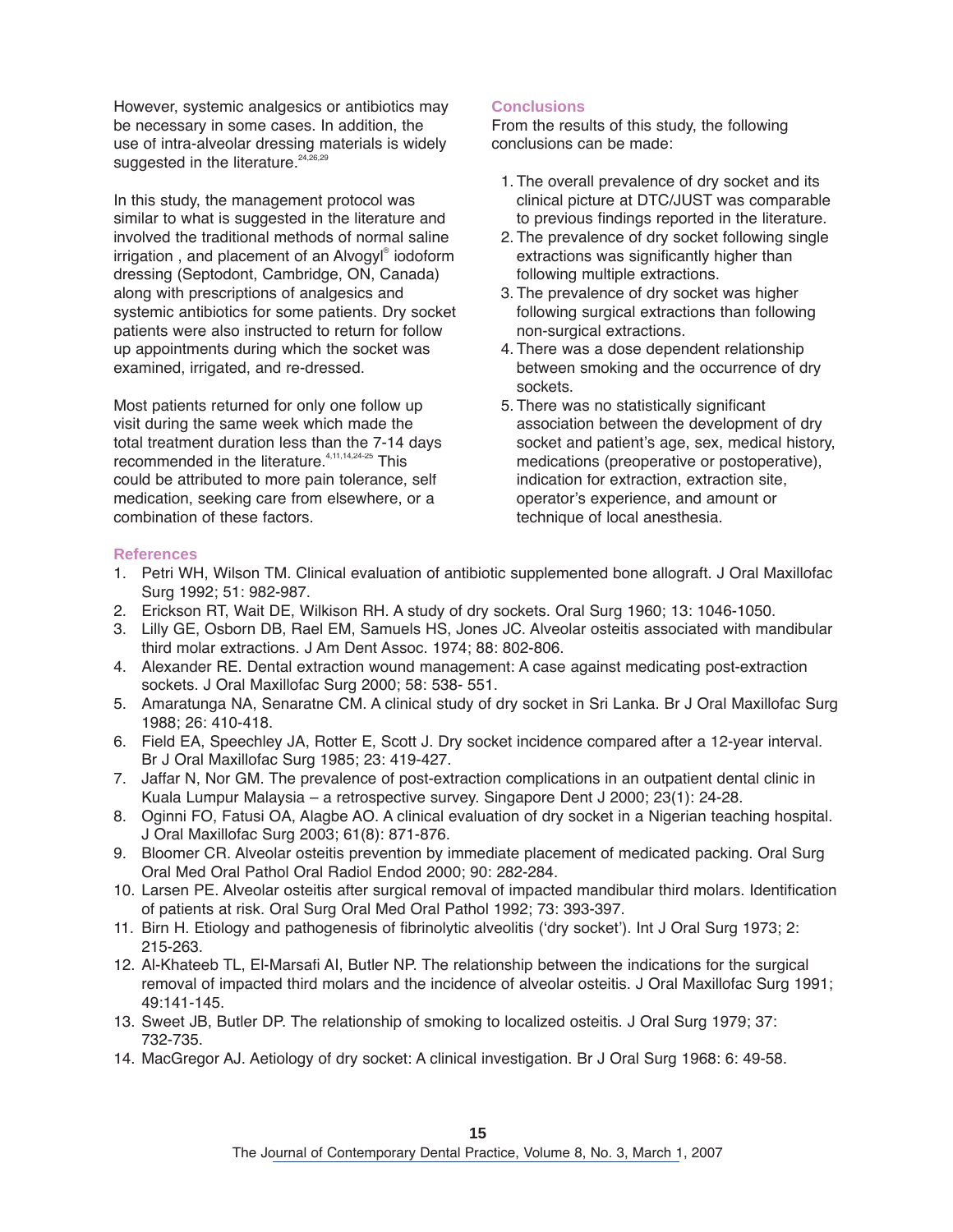However, systemic analgesics or antibiotics may be necessary in some cases. In addition, the use of intra-alveolar dressing materials is widely suggested in the literature.[24,26,29]

In this study, the management protocol was similar to what is suggested in the literature and involved the traditional methods of normal saline irrigation , and placement of an Alvogyl® iodoform dressing (Septodont, Cambridge, ON, Canada) along with prescriptions of analgesics and systemic antibiotics for some patients. Dry socket patients were also instructed to return for follow up appointments during which the socket was examined, irrigated, and re-dressed.

Most patients returned for only one follow up visit during the same week which made the total treatment duration less than the 7-14 days recommended in the literature.[4,11,14,24-25] This could be attributed to more pain tolerance, self medication, seeking care from elsewhere, or a combination of these factors.

## Conclusions

From the results of this study, the following conclusions can be made:

1. The overall prevalence of dry socket and its clinical picture at DTC/JUST was comparable to previous findings reported in the literature.
2. The prevalence of dry socket following single extractions was significantly higher than following multiple extractions.
3. The prevalence of dry socket was higher following surgical extractions than following non-surgical extractions.
4. There was a dose dependent relationship between smoking and the occurrence of dry sockets.
5. There was no statistically significant association between the development of dry socket and patient's age, sex, medical history, medications (preoperative or postoperative), indication for extraction, extraction site, operator's experience, and amount or technique of local anesthesia.

## References

1. Petri WH, Wilson TM. Clinical evaluation of antibiotic supplemented bone allograft. J Oral Maxillofac Surg 1992; 51: 982-987.
2. Erickson RT, Wait DE, Wilkison RH. A study of dry sockets. Oral Surg 1960; 13: 1046-1050.
3. Lilly GE, Osborn DB, Rael EM, Samuels HS, Jones JC. Alveolar osteitis associated with mandibular third molar extractions. J Am Dent Assoc. 1974; 88: 802-806.
4. Alexander RE. Dental extraction wound management: A case against medicating post-extraction sockets. J Oral Maxillofac Surg 2000; 58: 538- 551.
5. Amaratunga NA, Senaratne CM. A clinical study of dry socket in Sri Lanka. Br J Oral Maxillofac Surg 1988; 26: 410-418.
6. Field EA, Speechley JA, Rotter E, Scott J. Dry socket incidence compared after a 12-year interval. Br J Oral Maxillofac Surg 1985; 23: 419-427.
7. Jaffar N, Nor GM. The prevalence of post-extraction complications in an outpatient dental clinic in Kuala Lumpur Malaysia – a retrospective survey. Singapore Dent J 2000; 23(1): 24-28.
8. Oginni FO, Fatusi OA, Alagbe AO. A clinical evaluation of dry socket in a Nigerian teaching hospital. J Oral Maxillofac Surg 2003; 61(8): 871-876.
9. Bloomer CR. Alveolar osteitis prevention by immediate placement of medicated packing. Oral Surg Oral Med Oral Pathol Oral Radiol Endod 2000; 90: 282-284.
10. Larsen PE. Alveolar osteitis after surgical removal of impacted mandibular third molars. Identification of patients at risk. Oral Surg Oral Med Oral Pathol 1992; 73: 393-397.
11. Birn H. Etiology and pathogenesis of fibrinolytic alveolitis ('dry socket'). Int J Oral Surg 1973; 2: 215-263.
12. Al-Khateeb TL, El-Marsafi AI, Butler NP. The relationship between the indications for the surgical removal of impacted third molars and the incidence of alveolar osteitis. J Oral Maxillofac Surg 1991; 49:141-145.
13. Sweet JB, Butler DP. The relationship of smoking to localized osteitis. J Oral Surg 1979; 37: 732-735.
14. MacGregor AJ. Aetiology of dry socket: A clinical investigation. Br J Oral Surg 1968: 6: 49-58.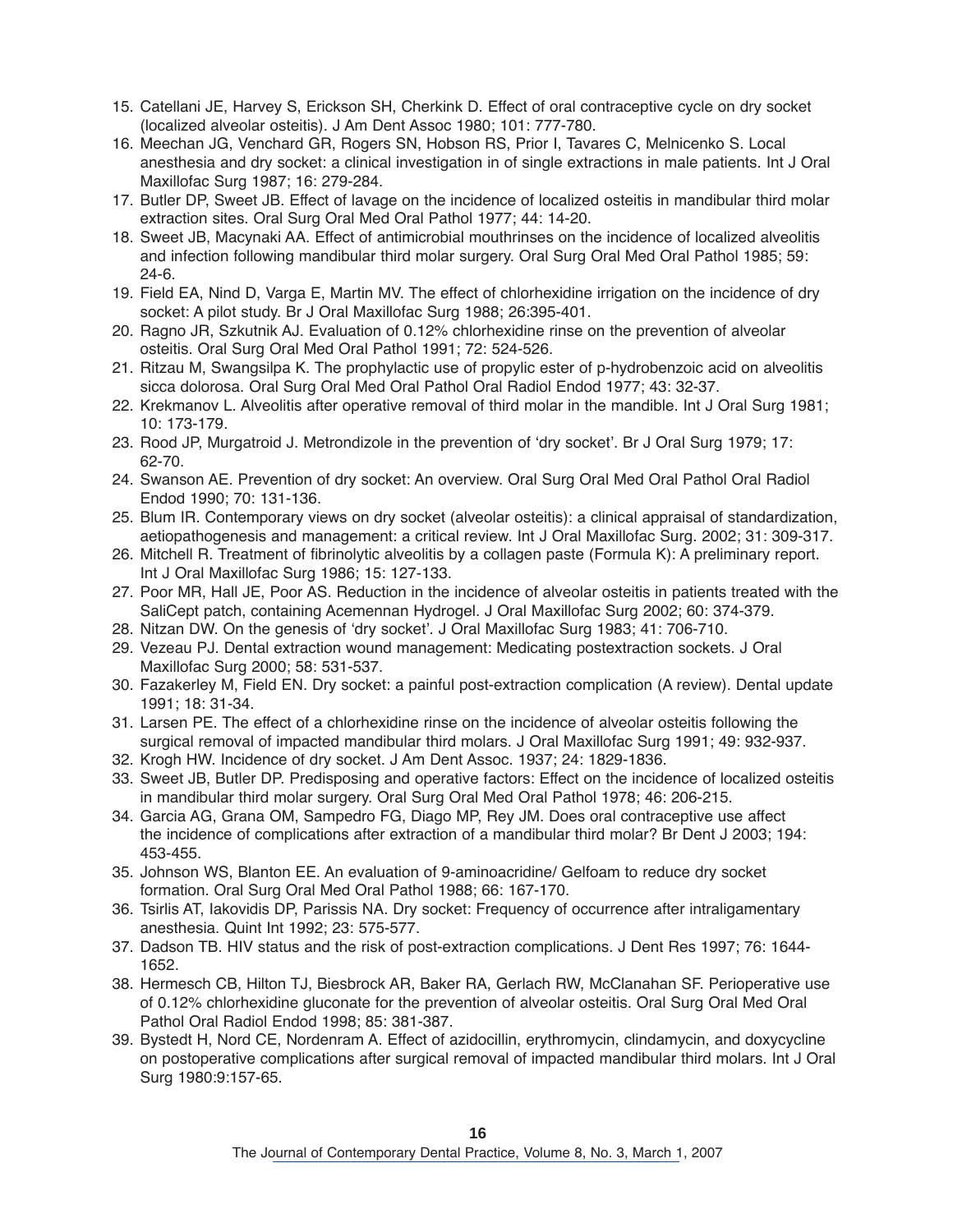15. Catellani JE, Harvey S, Erickson SH, Cherkink D. Effect of oral contraceptive cycle on dry socket (localized alveolar osteitis). J Am Dent Assoc 1980; 101: 777-780.
16. Meechan JG, Venchard GR, Rogers SN, Hobson RS, Prior I, Tavares C, Melnicenko S. Local anesthesia and dry socket: a clinical investigation in of single extractions in male patients. Int J Oral Maxillofac Surg 1987; 16: 279-284.
17. Butler DP, Sweet JB. Effect of lavage on the incidence of localized osteitis in mandibular third molar extraction sites. Oral Surg Oral Med Oral Pathol 1977; 44: 14-20.
18. Sweet JB, Macynaki AA. Effect of antimicrobial mouthrinses on the incidence of localized alveolitis and infection following mandibular third molar surgery. Oral Surg Oral Med Oral Pathol 1985; 59: 24-6.
19. Field EA, Nind D, Varga E, Martin MV. The effect of chlorhexidine irrigation on the incidence of dry socket: A pilot study. Br J Oral Maxillofac Surg 1988; 26:395-401.
20. Ragno JR, Szkutnik AJ. Evaluation of 0.12% chlorhexidine rinse on the prevention of alveolar osteitis. Oral Surg Oral Med Oral Pathol 1991; 72: 524-526.
21. Ritzau M, Swangsilpa K. The prophylactic use of propylic ester of p-hydrobenzoic acid on alveolitis sicca dolorosa. Oral Surg Oral Med Oral Pathol Oral Radiol Endod 1977; 43: 32-37.
22. Krekmanov L. Alveolitis after operative removal of third molar in the mandible. Int J Oral Surg 1981; 10: 173-179.
23. Rood JP, Murgatroid J. Metrondizole in the prevention of 'dry socket'. Br J Oral Surg 1979; 17: 62-70.
24. Swanson AE. Prevention of dry socket: An overview. Oral Surg Oral Med Oral Pathol Oral Radiol Endod 1990; 70: 131-136.
25. Blum IR. Contemporary views on dry socket (alveolar osteitis): a clinical appraisal of standardization, aetiopathogenesis and management: a critical review. Int J Oral Maxillofac Surg. 2002; 31: 309-317.
26. Mitchell R. Treatment of fibrinolytic alveolitis by a collagen paste (Formula K): A preliminary report. Int J Oral Maxillofac Surg 1986; 15: 127-133.
27. Poor MR, Hall JE, Poor AS. Reduction in the incidence of alveolar osteitis in patients treated with the SaliCept patch, containing Acemennan Hydrogel. J Oral Maxillofac Surg 2002; 60: 374-379.
28. Nitzan DW. On the genesis of 'dry socket'. J Oral Maxillofac Surg 1983; 41: 706-710.
29. Vezeau PJ. Dental extraction wound management: Medicating postextraction sockets. J Oral Maxillofac Surg 2000; 58: 531-537.
30. Fazakerley M, Field EN. Dry socket: a painful post-extraction complication (A review). Dental update 1991; 18: 31-34.
31. Larsen PE. The effect of a chlorhexidine rinse on the incidence of alveolar osteitis following the surgical removal of impacted mandibular third molars. J Oral Maxillofac Surg 1991; 49: 932-937.
32. Krogh HW. Incidence of dry socket. J Am Dent Assoc. 1937; 24: 1829-1836.
33. Sweet JB, Butler DP. Predisposing and operative factors: Effect on the incidence of localized osteitis in mandibular third molar surgery. Oral Surg Oral Med Oral Pathol 1978; 46: 206-215.
34. Garcia AG, Grana OM, Sampedro FG, Diago MP, Rey JM. Does oral contraceptive use affect the incidence of complications after extraction of a mandibular third molar? Br Dent J 2003; 194: 453-455.
35. Johnson WS, Blanton EE. An evaluation of 9-aminoacridine/ Gelfoam to reduce dry socket formation. Oral Surg Oral Med Oral Pathol 1988; 66: 167-170.
36. Tsirlis AT, Iakovidis DP, Parissis NA. Dry socket: Frequency of occurrence after intraligamentary anesthesia. Quint Int 1992; 23: 575-577.
37. Dadson TB. HIV status and the risk of post-extraction complications. J Dent Res 1997; 76: 1644-1652.
38. Hermesch CB, Hilton TJ, Biesbrock AR, Baker RA, Gerlach RW, McClanahan SF. Perioperative use of 0.12% chlorhexidine gluconate for the prevention of alveolar osteitis. Oral Surg Oral Med Oral Pathol Oral Radiol Endod 1998; 85: 381-387.
39. Bystedt H, Nord CE, Nordenram A. Effect of azidocillin, erythromycin, clindamycin, and doxycycline on postoperative complications after surgical removal of impacted mandibular third molars. Int J Oral Surg 1980:9:157-65.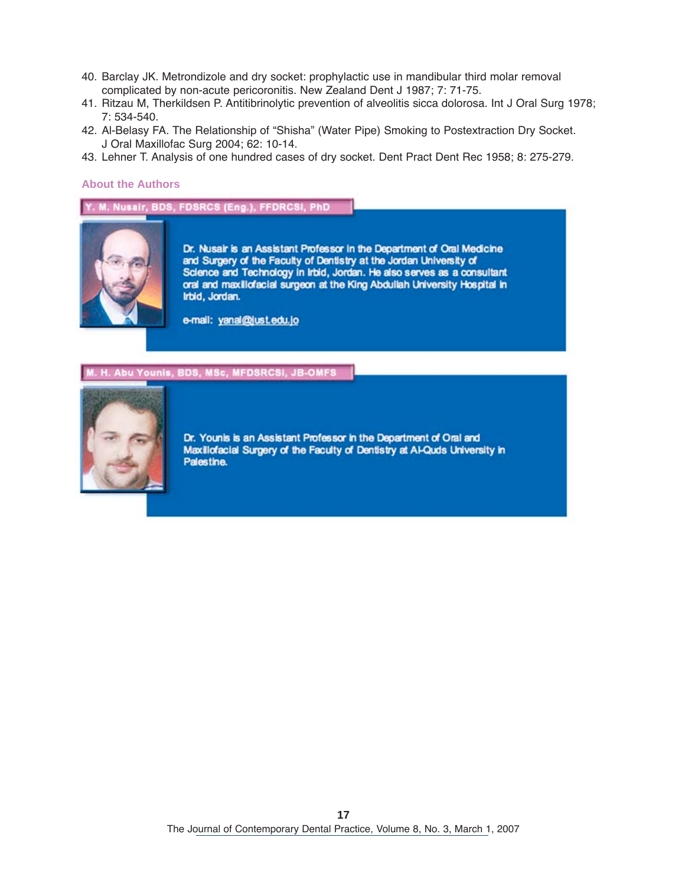40. Barclay JK. Metrondizole and dry socket: prophylactic use in mandibular third molar removal complicated by non-acute pericoronitis. New Zealand Dent J 1987; 7: 71-75.
41. Ritzau M, Therkildsen P. Antitibrinolytic prevention of alveolitis sicca dolorosa. Int J Oral Surg 1978; 7: 534-540.
42. Al-Belasy FA. The Relationship of "Shisha" (Water Pipe) Smoking to Postextraction Dry Socket. J Oral Maxillofac Surg 2004; 62: 10-14.
43. Lehner T. Analysis of one hundred cases of dry socket. Dent Pract Dent Rec 1958; 8: 275-279.

## About the Authors

**Y. M. Nusair, BDS, FDSRCS (Eng.), FFDRCSI, PhD**

Dr. Nusair is an Assistant Professor in the Department of Oral Medicine and Surgery of the Faculty of Dentistry at the Jordan University of Science and Technology in Irbid, Jordan. He also serves as a consultant oral and maxillofacial surgeon at the King Abdullah University Hospital in Irbid, Jordan.

e-mail: yanal@just.edu.jo

**M. H. Abu Younis, BDS, MSc, MFDSRCSI, JB-OMFS**

Dr. Younis is an Assistant Professor in the Department of Oral and Maxillofacial Surgery of the Faculty of Dentistry at Al-Quds University in Palestine.